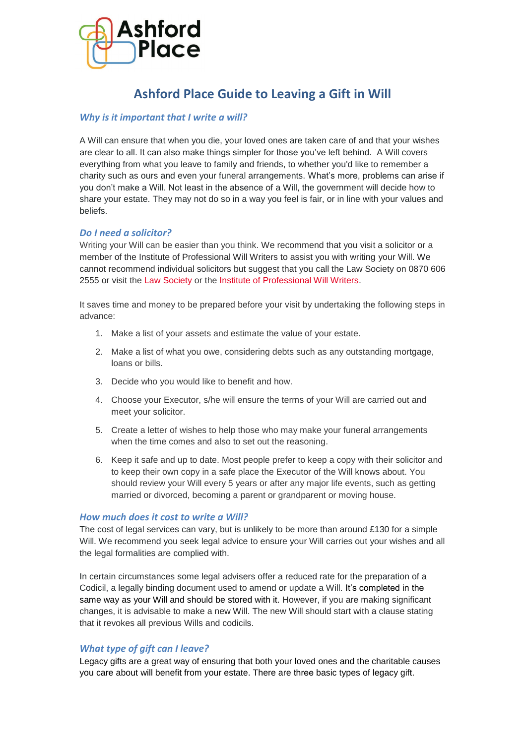Ashford Place

# Ashford Place Guide to Leaving a Gift in Will

## *Why is it important that I write a will?*

A Will can ensure that when you die, your loved ones are taken care of and that your wishes are clear to all. It can also make things simpler for those you've left behind. A Will covers everything from what you leave to family and friends, to whether you'd like to remember a charity such as ours and even your funeral arrangements. What's more, problems can arise if you don't make a Will. Not least in the absence of a Will, the government will decide how to share your estate. They may not do so in a way you feel is fair, or in line with your values and beliefs.

## *Do I need a solicitor?*

Writing your Will can be easier than you think. We recommend that you visit a solicitor or a member of the Institute of Professional Will Writers to assist you with writing your Will. We cannot recommend individual solicitors but suggest that you call the Law Society on 0870 606 2555 or visit the Law Society or the Institute of Professional Will Writers.

It saves time and money to be prepared before your visit by undertaking the following steps in advance:

1. Make a list of your assets and estimate the value of your estate.
2. Make a list of what you owe, considering debts such as any outstanding mortgage, loans or bills.
3. Decide who you would like to benefit and how.
4. Choose your Executor, s/he will ensure the terms of your Will are carried out and meet your solicitor.
5. Create a letter of wishes to help those who may make your funeral arrangements when the time comes and also to set out the reasoning.
6. Keep it safe and up to date. Most people prefer to keep a copy with their solicitor and to keep their own copy in a safe place the Executor of the Will knows about. You should review your Will every 5 years or after any major life events, such as getting married or divorced, becoming a parent or grandparent or moving house.

## *How much does it cost to write a Will?*

The cost of legal services can vary, but is unlikely to be more than around £130 for a simple Will. We recommend you seek legal advice to ensure your Will carries out your wishes and all the legal formalities are complied with.

In certain circumstances some legal advisers offer a reduced rate for the preparation of a Codicil, a legally binding document used to amend or update a Will. It's completed in the same way as your Will and should be stored with it. However, if you are making significant changes, it is advisable to make a new Will. The new Will should start with a clause stating that it revokes all previous Wills and codicils.

## *What type of gift can I leave?*

Legacy gifts are a great way of ensuring that both your loved ones and the charitable causes you care about will benefit from your estate. There are three basic types of legacy gift.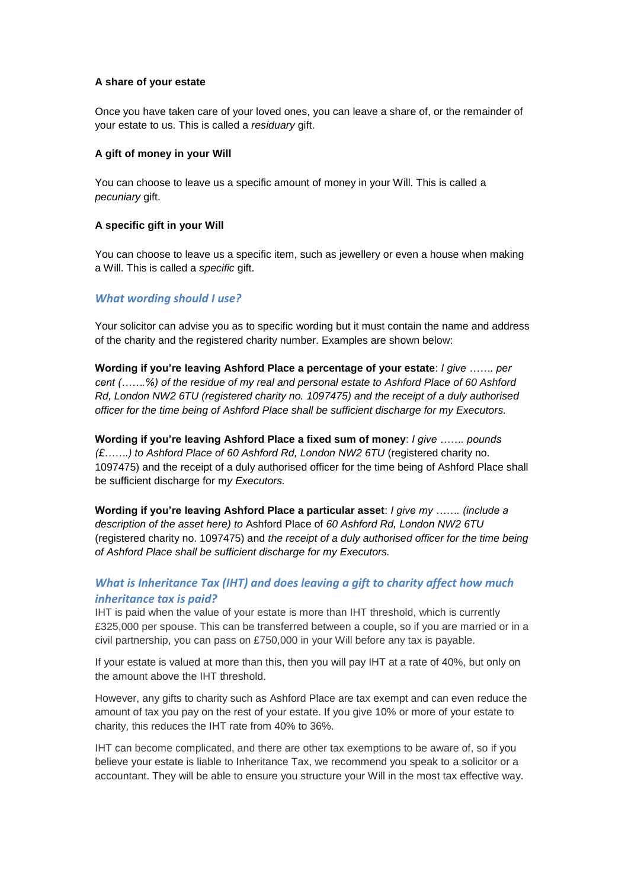**A share of your estate**

Once you have taken care of your loved ones, you can leave a share of, or the remainder of your estate to us. This is called a *residuary* gift.

**A gift of money in your Will**

You can choose to leave us a specific amount of money in your Will. This is called a *pecuniary* gift.

**A specific gift in your Will**

You can choose to leave us a specific item, such as jewellery or even a house when making a Will. This is called a *specific* gift.

### *What wording should I use?*

Your solicitor can advise you as to specific wording but it must contain the name and address of the charity and the registered charity number. Examples are shown below:

**Wording if you're leaving Ashford Place a percentage of your estate**: *I give ……. per cent (…….%) of the residue of my real and personal estate to Ashford Place of 60 Ashford Rd, London NW2 6TU (registered charity no. 1097475) and the receipt of a duly authorised officer for the time being of Ashford Place shall be sufficient discharge for my Executors.*

**Wording if you're leaving Ashford Place a fixed sum of money**: *I give ……. pounds (£…….) to Ashford Place of 60 Ashford Rd, London NW2 6TU* (registered charity no. 1097475) and the receipt of a duly authorised officer for the time being of Ashford Place shall be sufficient discharge for m*y Executors.*

**Wording if you're leaving Ashford Place a particular asset**: *I give my ……. (include a description of the asset here) to* Ashford Place of *60 Ashford Rd, London NW2 6TU* (registered charity no. 1097475) and *the receipt of a duly authorised officer for the time being of Ashford Place shall be sufficient discharge for my Executors.*

### *What is Inheritance Tax (IHT) and does leaving a gift to charity affect how much inheritance tax is paid?*

IHT is paid when the value of your estate is more than IHT threshold, which is currently £325,000 per spouse. This can be transferred between a couple, so if you are married or in a civil partnership, you can pass on £750,000 in your Will before any tax is payable.

If your estate is valued at more than this, then you will pay IHT at a rate of 40%, but only on the amount above the IHT threshold.

However, any gifts to charity such as Ashford Place are tax exempt and can even reduce the amount of tax you pay on the rest of your estate. If you give 10% or more of your estate to charity, this reduces the IHT rate from 40% to 36%.

IHT can become complicated, and there are other tax exemptions to be aware of, so if you believe your estate is liable to Inheritance Tax, we recommend you speak to a solicitor or a accountant. They will be able to ensure you structure your Will in the most tax effective way.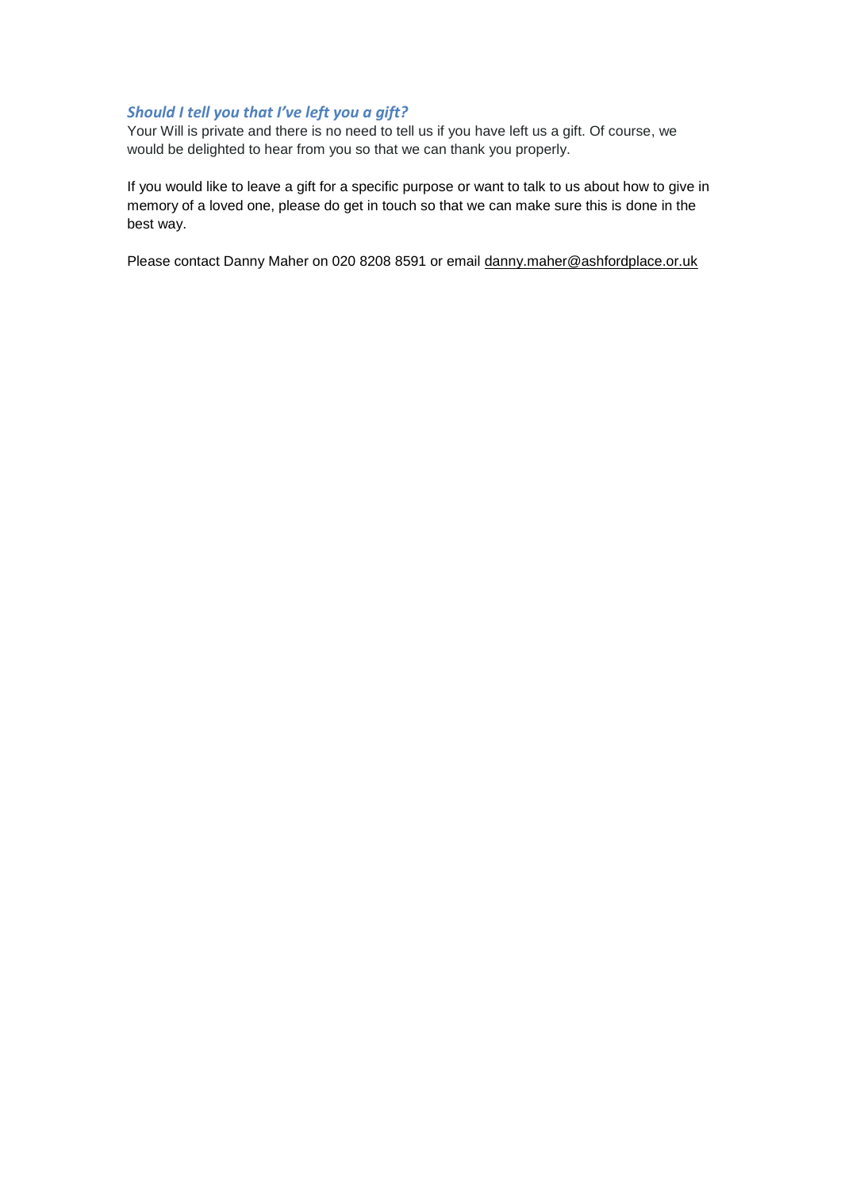### *Should I tell you that I've left you a gift?*

Your Will is private and there is no need to tell us if you have left us a gift. Of course, we would be delighted to hear from you so that we can thank you properly.

If you would like to leave a gift for a specific purpose or want to talk to us about how to give in memory of a loved one, please do get in touch so that we can make sure this is done in the best way.

Please contact Danny Maher on 020 8208 8591 or email danny.maher@ashfordplace.or.uk